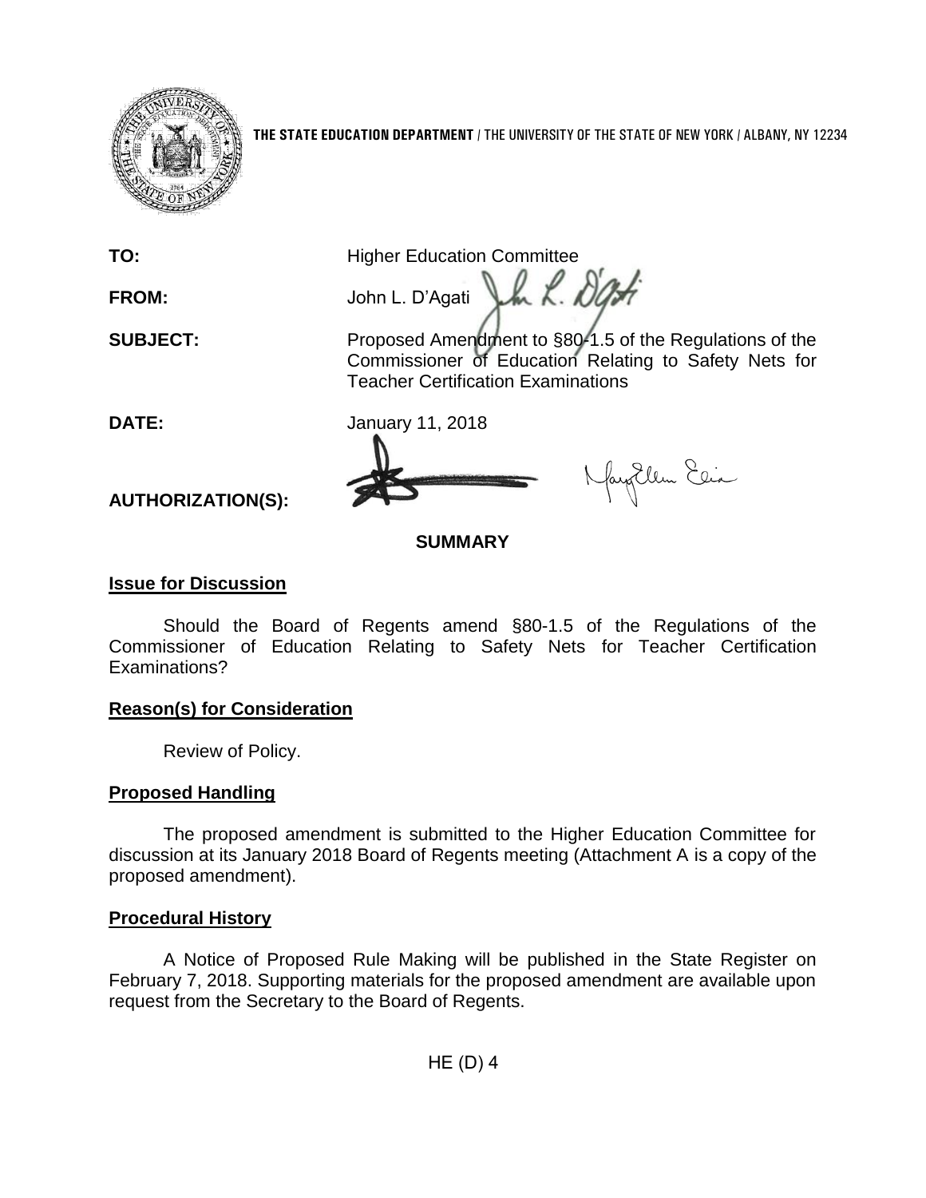**THE STATE EDUCATION DEPARTMENT** / THE UNIVERSITY OF THE STATE OF NEW YORK / ALBANY, NY 12234

**TO:** Higher Education Committee

**FROM:** John L. D'Agati

**SUBJECT:** Proposed Amendment to §80-1.5 of the Regulations of the Commissioner of Education Relating to Safety Nets for Teacher Certification Examinations

**DATE:** January 11, 2018

**AUTHORIZATION(S):**

**SUMMARY**

**Issue for Discussion**

Should the Board of Regents amend §80-1.5 of the Regulations of the Commissioner of Education Relating to Safety Nets for Teacher Certification Examinations?

**Reason(s) for Consideration**

Review of Policy.

**Proposed Handling**

The proposed amendment is submitted to the Higher Education Committee for discussion at its January 2018 Board of Regents meeting (Attachment A is a copy of the proposed amendment).

**Procedural History**

A Notice of Proposed Rule Making will be published in the State Register on February 7, 2018. Supporting materials for the proposed amendment are available upon request from the Secretary to the Board of Regents.

HE (D) 4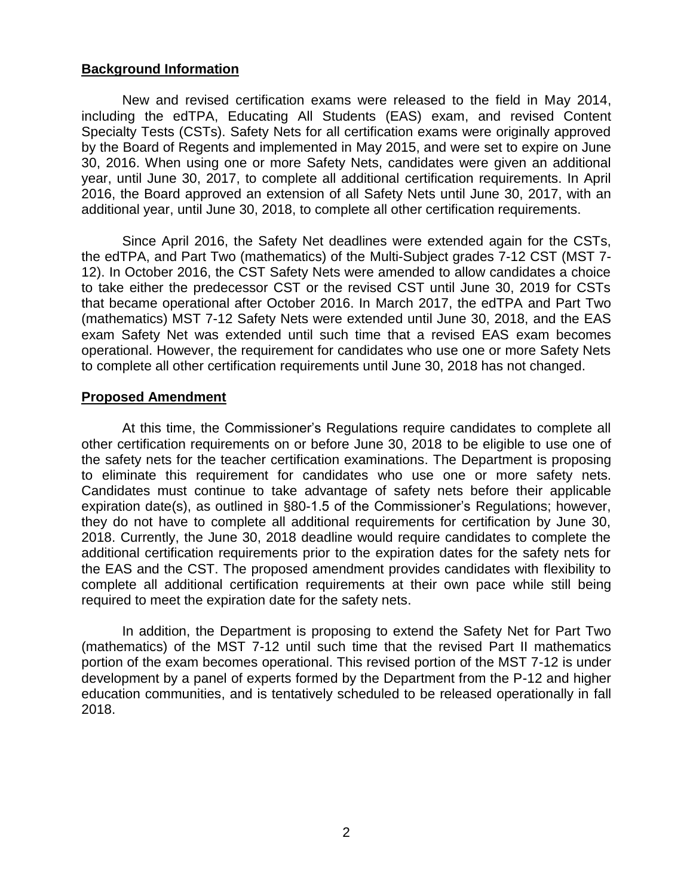## Background Information

New and revised certification exams were released to the field in May 2014, including the edTPA, Educating All Students (EAS) exam, and revised Content Specialty Tests (CSTs). Safety Nets for all certification exams were originally approved by the Board of Regents and implemented in May 2015, and were set to expire on June 30, 2016. When using one or more Safety Nets, candidates were given an additional year, until June 30, 2017, to complete all additional certification requirements. In April 2016, the Board approved an extension of all Safety Nets until June 30, 2017, with an additional year, until June 30, 2018, to complete all other certification requirements.

Since April 2016, the Safety Net deadlines were extended again for the CSTs, the edTPA, and Part Two (mathematics) of the Multi-Subject grades 7-12 CST (MST 7-12). In October 2016, the CST Safety Nets were amended to allow candidates a choice to take either the predecessor CST or the revised CST until June 30, 2019 for CSTs that became operational after October 2016. In March 2017, the edTPA and Part Two (mathematics) MST 7-12 Safety Nets were extended until June 30, 2018, and the EAS exam Safety Net was extended until such time that a revised EAS exam becomes operational. However, the requirement for candidates who use one or more Safety Nets to complete all other certification requirements until June 30, 2018 has not changed.

## Proposed Amendment

At this time, the Commissioner's Regulations require candidates to complete all other certification requirements on or before June 30, 2018 to be eligible to use one of the safety nets for the teacher certification examinations. The Department is proposing to eliminate this requirement for candidates who use one or more safety nets. Candidates must continue to take advantage of safety nets before their applicable expiration date(s), as outlined in §80-1.5 of the Commissioner's Regulations; however, they do not have to complete all additional requirements for certification by June 30, 2018. Currently, the June 30, 2018 deadline would require candidates to complete the additional certification requirements prior to the expiration dates for the safety nets for the EAS and the CST. The proposed amendment provides candidates with flexibility to complete all additional certification requirements at their own pace while still being required to meet the expiration date for the safety nets.

In addition, the Department is proposing to extend the Safety Net for Part Two (mathematics) of the MST 7-12 until such time that the revised Part II mathematics portion of the exam becomes operational. This revised portion of the MST 7-12 is under development by a panel of experts formed by the Department from the P-12 and higher education communities, and is tentatively scheduled to be released operationally in fall 2018.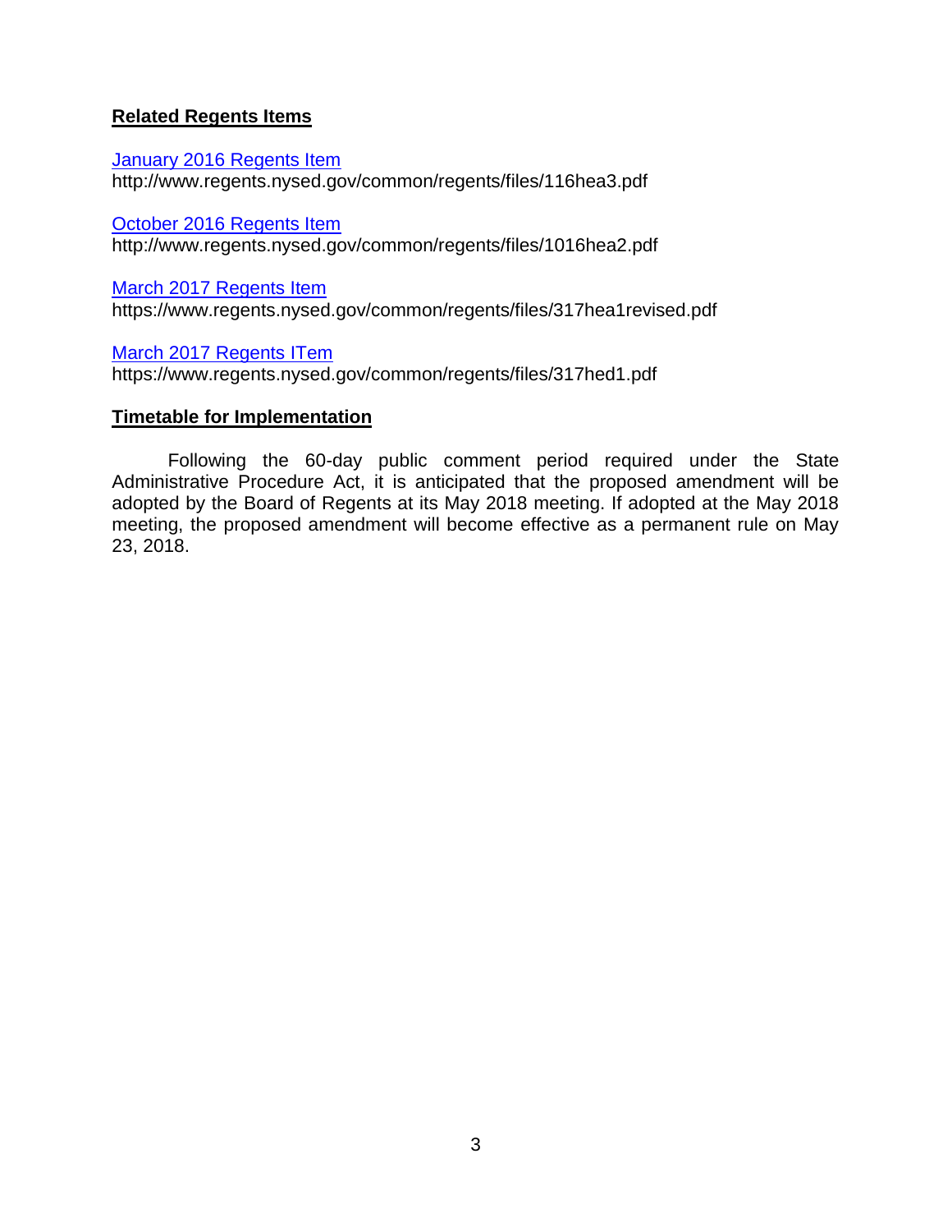## Related Regents Items

January 2016 Regents Item
http://www.regents.nysed.gov/common/regents/files/116hea3.pdf

October 2016 Regents Item
http://www.regents.nysed.gov/common/regents/files/1016hea2.pdf

March 2017 Regents Item
https://www.regents.nysed.gov/common/regents/files/317hea1revised.pdf

March 2017 Regents ITem
https://www.regents.nysed.gov/common/regents/files/317hed1.pdf

## Timetable for Implementation

Following the 60-day public comment period required under the State Administrative Procedure Act, it is anticipated that the proposed amendment will be adopted by the Board of Regents at its May 2018 meeting. If adopted at the May 2018 meeting, the proposed amendment will become effective as a permanent rule on May 23, 2018.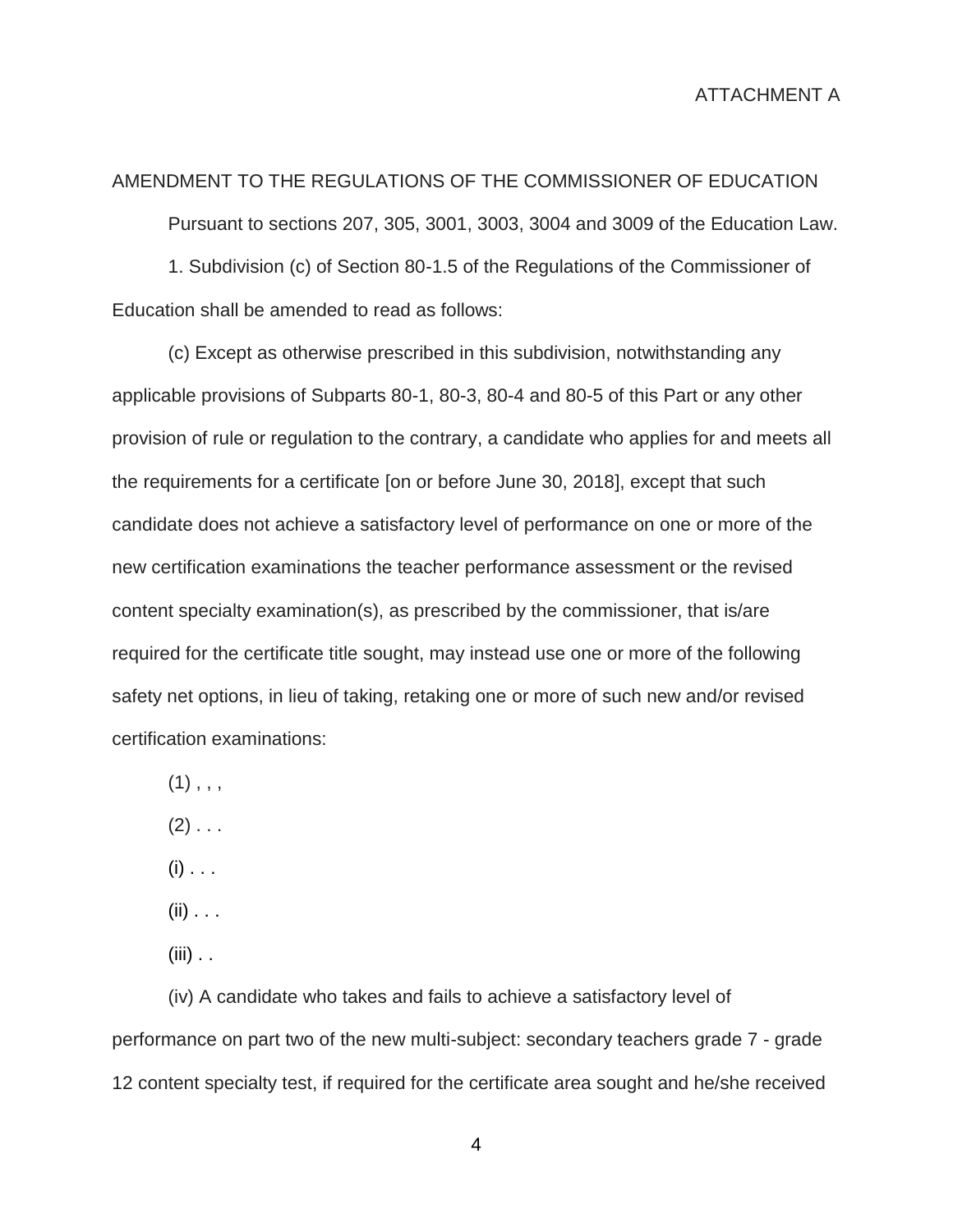ATTACHMENT A

AMENDMENT TO THE REGULATIONS OF THE COMMISSIONER OF EDUCATION

Pursuant to sections 207, 305, 3001, 3003, 3004 and 3009 of the Education Law.

1. Subdivision (c) of Section 80-1.5 of the Regulations of the Commissioner of Education shall be amended to read as follows:

(c) Except as otherwise prescribed in this subdivision, notwithstanding any applicable provisions of Subparts 80-1, 80-3, 80-4 and 80-5 of this Part or any other provision of rule or regulation to the contrary, a candidate who applies for and meets all the requirements for a certificate [on or before June 30, 2018], except that such candidate does not achieve a satisfactory level of performance on one or more of the new certification examinations the teacher performance assessment or the revised content specialty examination(s), as prescribed by the commissioner, that is/are required for the certificate title sought, may instead use one or more of the following safety net options, in lieu of taking, retaking one or more of such new and/or revised certification examinations:

(1) , , ,

(2) . . .

(i) . . .

(ii) . . .

(iii) . .

(iv) A candidate who takes and fails to achieve a satisfactory level of performance on part two of the new multi-subject: secondary teachers grade 7 - grade 12 content specialty test, if required for the certificate area sought and he/she received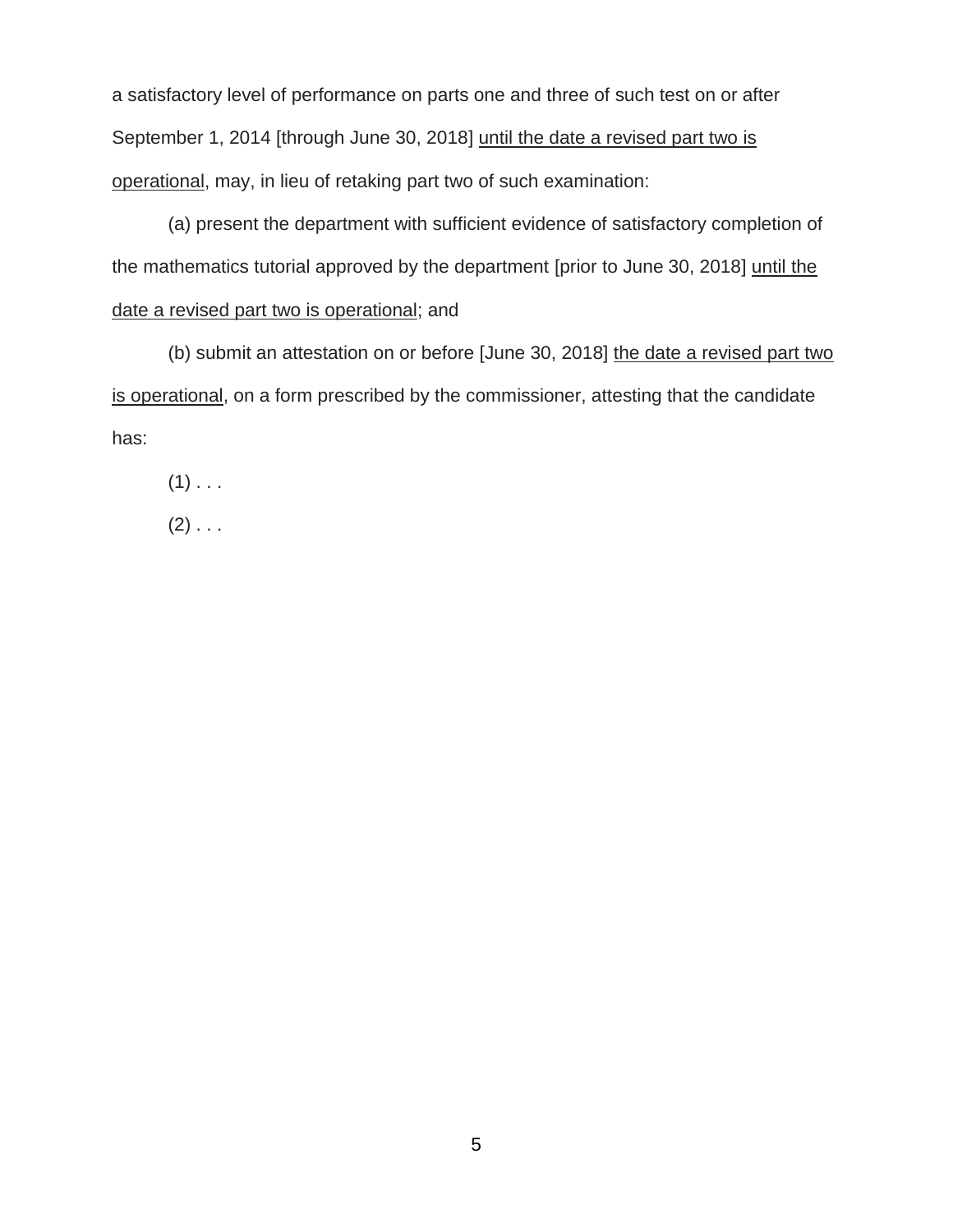a satisfactory level of performance on parts one and three of such test on or after September 1, 2014 [through June 30, 2018] <u>until the date a revised part two is operational</u>, may, in lieu of retaking part two of such examination:

(a) present the department with sufficient evidence of satisfactory completion of the mathematics tutorial approved by the department [prior to June 30, 2018] <u>until the date a revised part two is operational</u>; and

(b) submit an attestation on or before [June 30, 2018] <u>the date a revised part two is operational</u>, on a form prescribed by the commissioner, attesting that the candidate has:

(1) . . .

(2) . . .